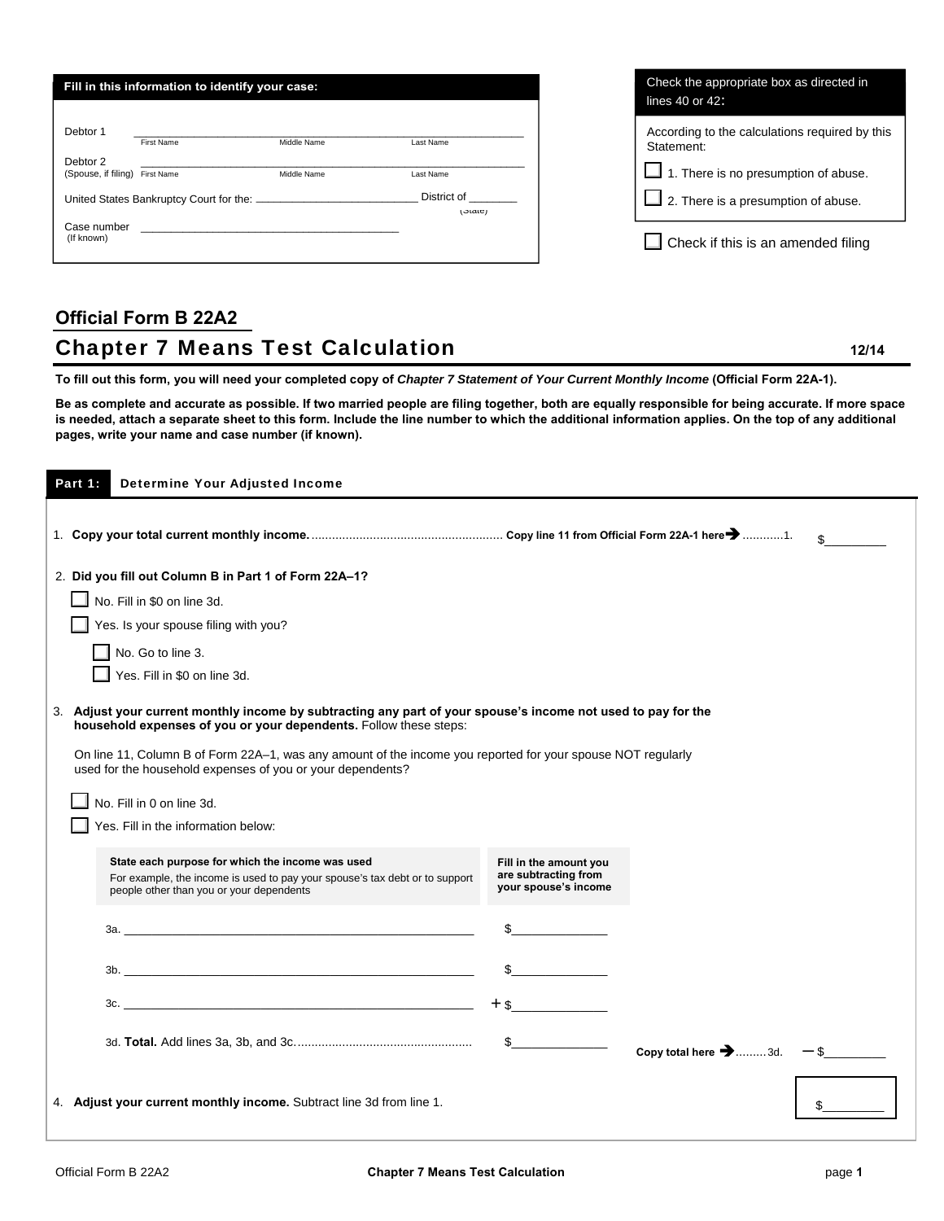**Fill in this information to identify your case:**

Debtor 1 ______________________________________________
First Name Middle Name Last Name

Debtor 2 ______________________________________________
(Spouse, if filing) First Name Middle Name Last Name

United States Bankruptcy Court for the: ________________ District of ________ (State)

Case number ______________________________
(If known)

Check the appropriate box as directed in lines 40 or 42:

According to the calculations required by this Statement:

☐ 1. There is no presumption of abuse.

☐ 2. There is a presumption of abuse.

☐ Check if this is an amended filing

## Official Form B 22A2

# Chapter 7 Means Test Calculation

**12/14**

**To fill out this form, you will need your completed copy of *Chapter 7 Statement of Your Current Monthly Income* (Official Form 22A-1).**

**Be as complete and accurate as possible. If two married people are filing together, both are equally responsible for being accurate. If more space is needed, attach a separate sheet to this form. Include the line number to which the additional information applies. On the top of any additional pages, write your name and case number (if known).**

## Part 1: Determine Your Adjusted Income

1. **Copy your total current monthly income.** ........................................ **Copy line 11 from Official Form 22A-1 here** → ...........1. $_________

2. **Did you fill out Column B in Part 1 of Form 22A–1?**

   ☐ No. Fill in $0 on line 3d.

   ☐ Yes. Is your spouse filing with you?

   - ☐ No. Go to line 3.
   - ☐ Yes. Fill in $0 on line 3d.

3. **Adjust your current monthly income by subtracting any part of your spouse's income not used to pay for the household expenses of you or your dependents.** Follow these steps:

   On line 11, Column B of Form 22A–1, was any amount of the income you reported for your spouse NOT regularly used for the household expenses of you or your dependents?

   ☐ No. Fill in 0 on line 3d.

   ☐ Yes. Fill in the information below:

| **State each purpose for which the income was used** For example, the income is used to pay your spouse's tax debt or to support people other than you or your dependents | **Fill in the amount you are subtracting from your spouse's income** |
|---|---|
| 3a. ______________________________ | $_____________ |
| 3b. ______________________________ | $_____________ |
| 3c. ______________________________ | + $_____________ |
| 3d. **Total.** Add lines 3a, 3b, and 3c. ........................................ | $_____________ |

   **Copy total here** → .........3d. – $_________

4. **Adjust your current monthly income.** Subtract line 3d from line 1. $_________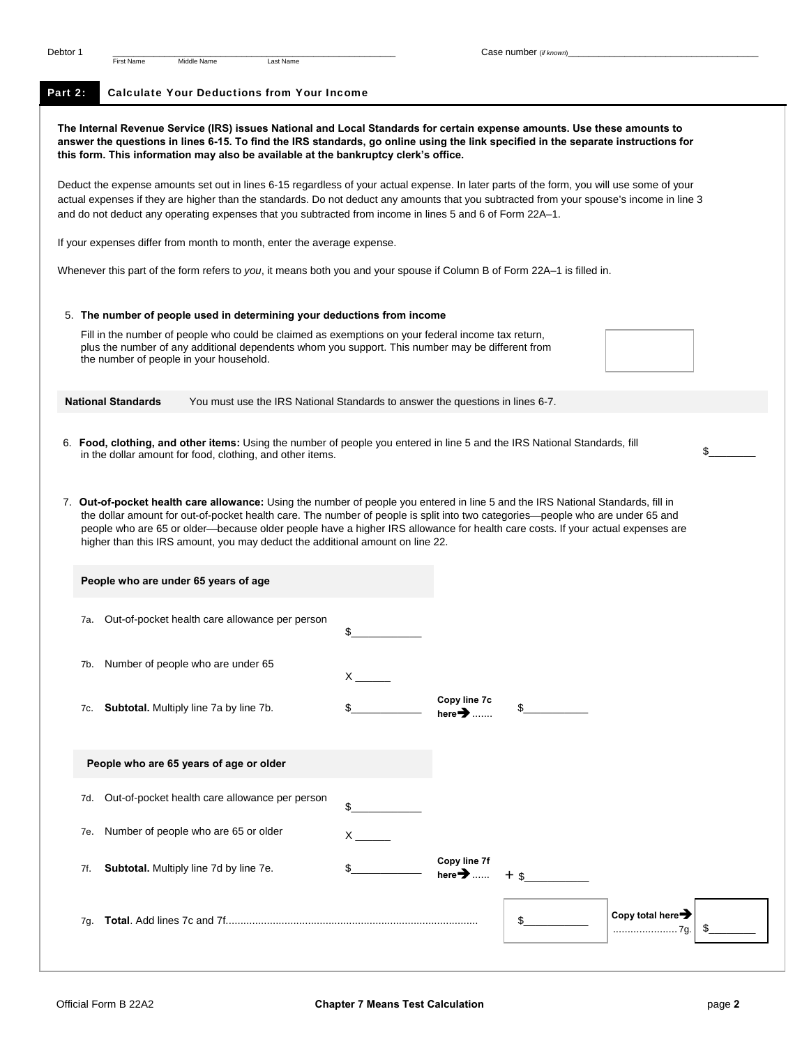Debtor 1 ______________________________ Case number (if known)______________________
First Name Middle Name Last Name

## Part 2: Calculate Your Deductions from Your Income

**The Internal Revenue Service (IRS) issues National and Local Standards for certain expense amounts. Use these amounts to answer the questions in lines 6-15. To find the IRS standards, go online using the link specified in the separate instructions for this form. This information may also be available at the bankruptcy clerk's office.**

Deduct the expense amounts set out in lines 6-15 regardless of your actual expense. In later parts of the form, you will use some of your actual expenses if they are higher than the standards. Do not deduct any amounts that you subtracted from your spouse's income in line 3 and do not deduct any operating expenses that you subtracted from income in lines 5 and 6 of Form 22A–1.

If your expenses differ from month to month, enter the average expense.

Whenever this part of the form refers to *you*, it means both you and your spouse if Column B of Form 22A–1 is filled in.

5. **The number of people used in determining your deductions from income**

   Fill in the number of people who could be claimed as exemptions on your federal income tax return, plus the number of any additional dependents whom you support. This number may be different from the number of people in your household. [ ]

**National Standards** You must use the IRS National Standards to answer the questions in lines 6-7.

6. **Food, clothing, and other items:** Using the number of people you entered in line 5 and the IRS National Standards, fill in the dollar amount for food, clothing, and other items. $________

7. **Out-of-pocket health care allowance:** Using the number of people you entered in line 5 and the IRS National Standards, fill in the dollar amount for out-of-pocket health care. The number of people is split into two categories—people who are under 65 and people who are 65 or older—because older people have a higher IRS allowance for health care costs. If your actual expenses are higher than this IRS amount, you may deduct the additional amount on line 22.

**People who are under 65 years of age**

7a. Out-of-pocket health care allowance per person $__________

7b. Number of people who are under 65 X ______

7c. **Subtotal.** Multiply line 7a by line 7b. $__________ Copy line 7c here➔ ....... $__________

**People who are 65 years of age or older**

7d. Out-of-pocket health care allowance per person $__________

7e. Number of people who are 65 or older X ______

7f. **Subtotal.** Multiply line 7d by line 7e. $__________ Copy line 7f here➔ ...... + $__________

7g. **Total**. Add lines 7c and 7f.......................................................... $__________ Copy total here➔ ...................... 7g. $________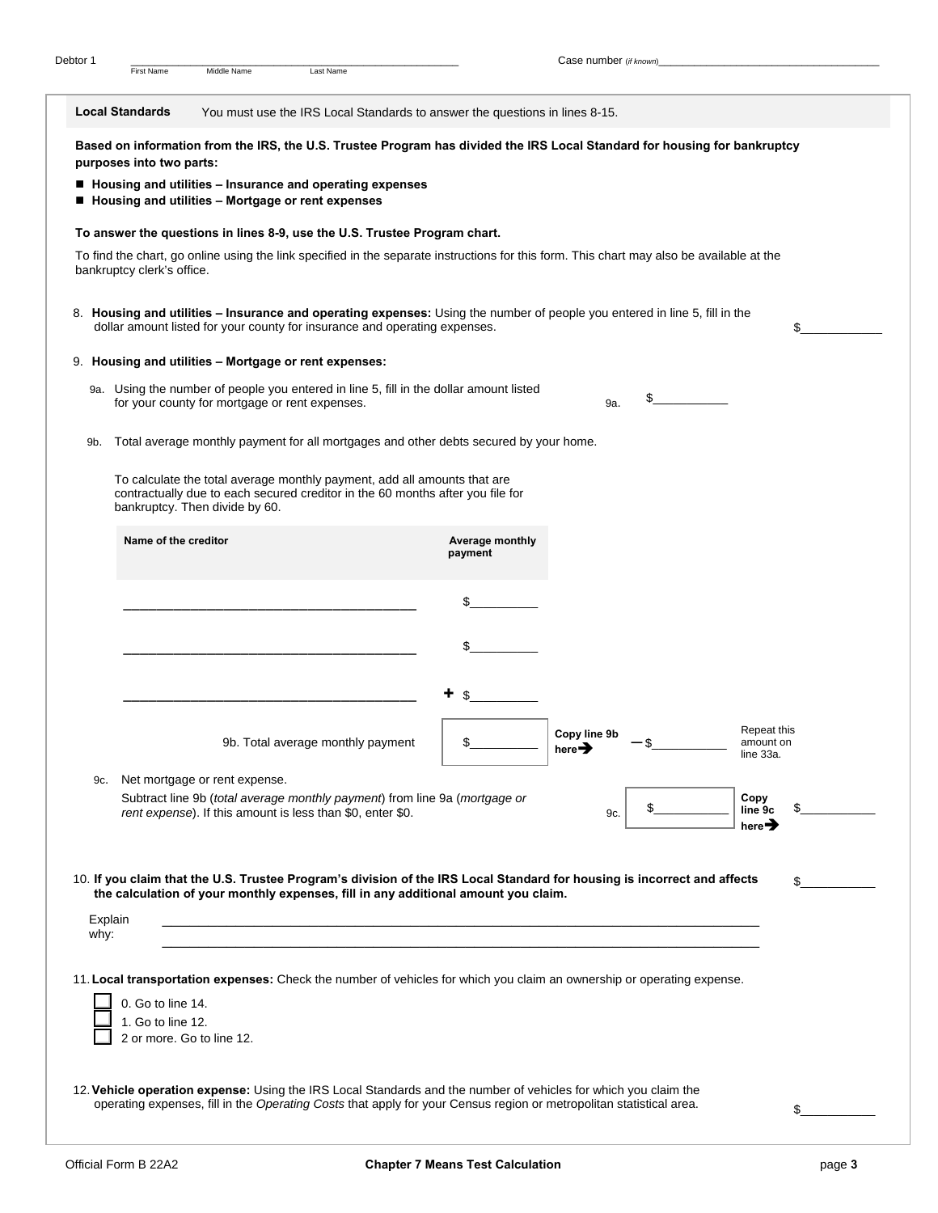Debtor 1 _______________________________________________ Case number (*if known*)_______________________

First Name Middle Name Last Name

**Local Standards** You must use the IRS Local Standards to answer the questions in lines 8-15.

**Based on information from the IRS, the U.S. Trustee Program has divided the IRS Local Standard for housing for bankruptcy purposes into two parts:**

- **Housing and utilities – Insurance and operating expenses**
- **Housing and utilities – Mortgage or rent expenses**

**To answer the questions in lines 8-9, use the U.S. Trustee Program chart.**

To find the chart, go online using the link specified in the separate instructions for this form. This chart may also be available at the bankruptcy clerk's office.

8. **Housing and utilities – Insurance and operating expenses:** Using the number of people you entered in line 5, fill in the dollar amount listed for your county for insurance and operating expenses. $___________

9. **Housing and utilities – Mortgage or rent expenses:**

9a. Using the number of people you entered in line 5, fill in the dollar amount listed for your county for mortgage or rent expenses. 9a. $___________

9b. Total average monthly payment for all mortgages and other debts secured by your home.

To calculate the total average monthly payment, add all amounts that are contractually due to each secured creditor in the 60 months after you file for bankruptcy. Then divide by 60.

| Name of the creditor | Average monthly payment |
|---|---|
| _______________________________ | $__________ |
| _______________________________ | $__________ |
| _______________________________ | + $__________ |
| 9b. Total average monthly payment | $__________ |

Copy line 9b here➔ – $___________ Repeat this amount on line 33a.

9c. Net mortgage or rent expense.

Subtract line 9b (*total average monthly payment*) from line 9a (*mortgage or rent expense*). If this amount is less than $0, enter $0. 9c. $___________ **Copy line 9c here➔** $___________

10. **If you claim that the U.S. Trustee Program's division of the IRS Local Standard for housing is incorrect and affects the calculation of your monthly expenses, fill in any additional amount you claim.** $___________

Explain why: _______________________________________________________________

_______________________________________________________________

11. **Local transportation expenses:** Check the number of vehicles for which you claim an ownership or operating expense.

- ☐ 0. Go to line 14.
- ☐ 1. Go to line 12.
- ☐ 2 or more. Go to line 12.

12. **Vehicle operation expense:** Using the IRS Local Standards and the number of vehicles for which you claim the operating expenses, fill in the *Operating Costs* that apply for your Census region or metropolitan statistical area. $___________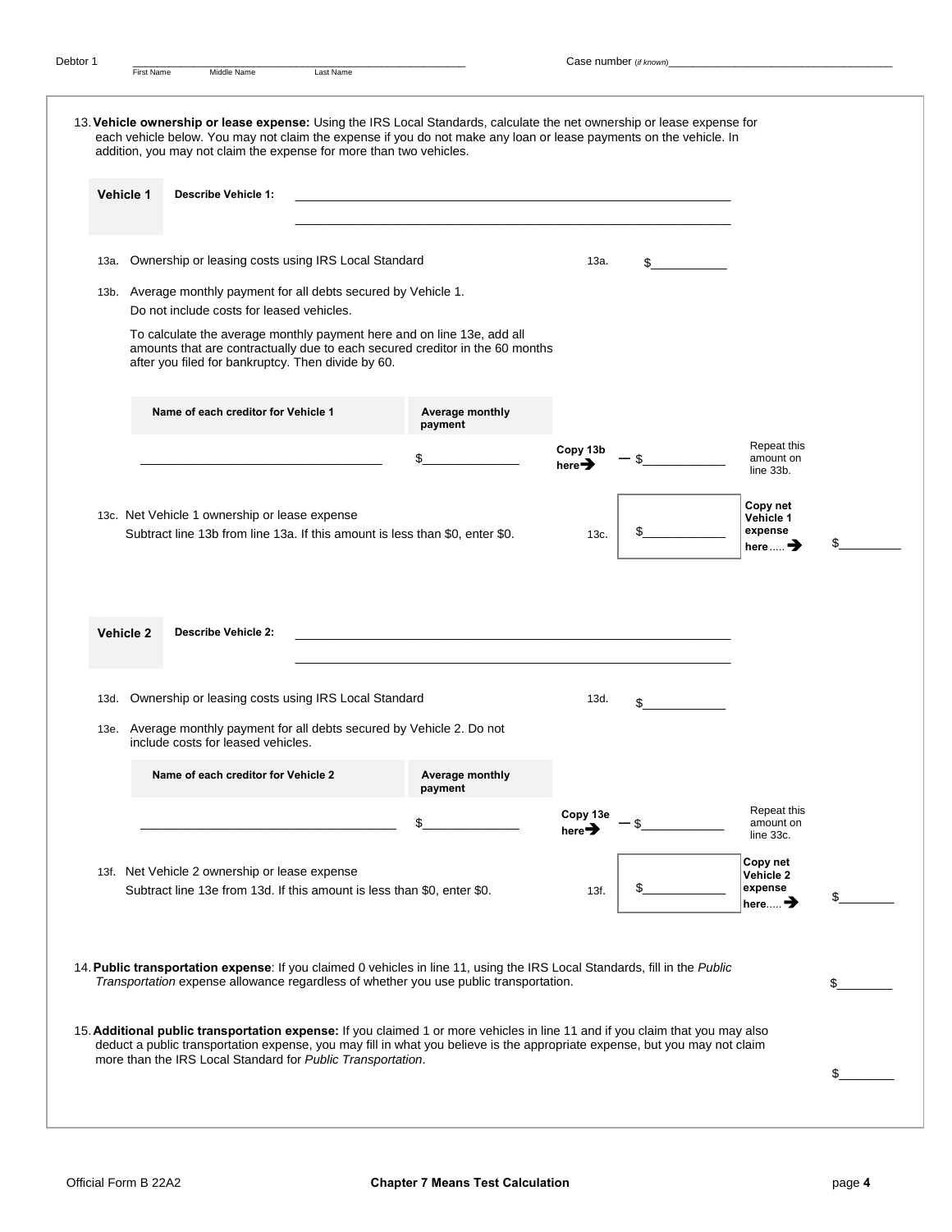Debtor 1 _______________________________________________ First Name Middle Name Last Name

Case number (if known) ___________________________________

13. **Vehicle ownership or lease expense:** Using the IRS Local Standards, calculate the net ownership or lease expense for each vehicle below. You may not claim the expense if you do not make any loan or lease payments on the vehicle. In addition, you may not claim the expense for more than two vehicles.

**Vehicle 1** **Describe Vehicle 1:** _______________________________________________
_______________________________________________

13a. Ownership or leasing costs using IRS Local Standard 13a. $__________

13b. Average monthly payment for all debts secured by Vehicle 1.
Do not include costs for leased vehicles.

To calculate the average monthly payment here and on line 13e, add all amounts that are contractually due to each secured creditor in the 60 months after you filed for bankruptcy. Then divide by 60.

| Name of each creditor for Vehicle 1 | Average monthly payment |
|---|---|
| ______________________________ | $____________ |

**Copy 13b here➔** – $__________ Repeat this amount on line 33b.

13c. Net Vehicle 1 ownership or lease expense
Subtract line 13b from line 13a. If this amount is less than $0, enter $0. 13c. $__________ **Copy net Vehicle 1 expense here.....➔** $________

**Vehicle 2** **Describe Vehicle 2:** _______________________________________________
_______________________________________________

13d. Ownership or leasing costs using IRS Local Standard 13d. $__________

13e. Average monthly payment for all debts secured by Vehicle 2. Do not include costs for leased vehicles.

| Name of each creditor for Vehicle 2 | Average monthly payment |
|---|---|
| ______________________________ | $____________ |

**Copy 13e here➔** – $__________ Repeat this amount on line 33c.

13f. Net Vehicle 2 ownership or lease expense
Subtract line 13e from 13d. If this amount is less than $0, enter $0. 13f. $__________ **Copy net Vehicle 2 expense here.....➔** $________

14. **Public transportation expense**: If you claimed 0 vehicles in line 11, using the IRS Local Standards, fill in the *Public Transportation* expense allowance regardless of whether you use public transportation. $________

15. **Additional public transportation expense:** If you claimed 1 or more vehicles in line 11 and if you claim that you may also deduct a public transportation expense, you may fill in what you believe is the appropriate expense, but you may not claim more than the IRS Local Standard for *Public Transportation*. $________

Official Form B 22A2 **Chapter 7 Means Test Calculation**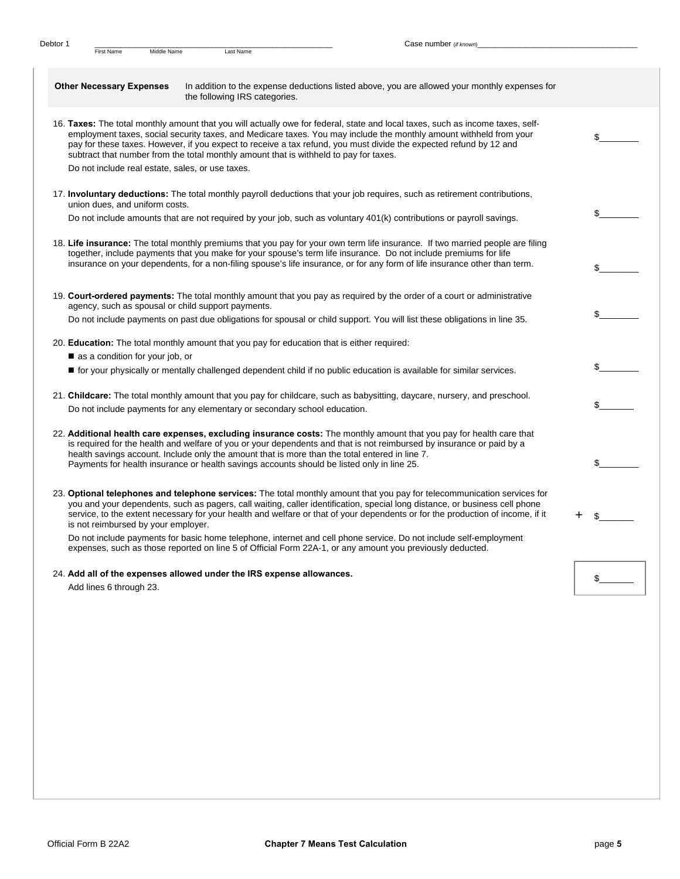Debtor 1 _______________________________________ Case number (if known)_______________________
First Name Middle Name Last Name

**Other Necessary Expenses** In addition to the expense deductions listed above, you are allowed your monthly expenses for the following IRS categories.

16. **Taxes:** The total monthly amount that you will actually owe for federal, state and local taxes, such as income taxes, self-employment taxes, social security taxes, and Medicare taxes. You may include the monthly amount withheld from your pay for these taxes. However, if you expect to receive a tax refund, you must divide the expected refund by 12 and subtract that number from the total monthly amount that is withheld to pay for taxes.
Do not include real estate, sales, or use taxes. $________

17. **Involuntary deductions:** The total monthly payroll deductions that your job requires, such as retirement contributions, union dues, and uniform costs.
Do not include amounts that are not required by your job, such as voluntary 401(k) contributions or payroll savings. $________

18. **Life insurance:** The total monthly premiums that you pay for your own term life insurance. If two married people are filing together, include payments that you make for your spouse's term life insurance. Do not include premiums for life insurance on your dependents, for a non-filing spouse's life insurance, or for any form of life insurance other than term. $________

19. **Court-ordered payments:** The total monthly amount that you pay as required by the order of a court or administrative agency, such as spousal or child support payments.
Do not include payments on past due obligations for spousal or child support. You will list these obligations in line 35. $________

20. **Education:** The total monthly amount that you pay for education that is either required:
   - as a condition for your job, or
   - for your physically or mentally challenged dependent child if no public education is available for similar services. $________

21. **Childcare:** The total monthly amount that you pay for childcare, such as babysitting, daycare, nursery, and preschool.
Do not include payments for any elementary or secondary school education. $________

22. **Additional health care expenses, excluding insurance costs:** The monthly amount that you pay for health care that is required for the health and welfare of you or your dependents and that is not reimbursed by insurance or paid by a health savings account. Include only the amount that is more than the total entered in line 7.
Payments for health insurance or health savings accounts should be listed only in line 25. $________

23. **Optional telephones and telephone services:** The total monthly amount that you pay for telecommunication services for you and your dependents, such as pagers, call waiting, caller identification, special long distance, or business cell phone service, to the extent necessary for your health and welfare or that of your dependents or for the production of income, if it is not reimbursed by your employer.
Do not include payments for basic home telephone, internet and cell phone service. Do not include self-employment expenses, such as those reported on line 5 of Official Form 22A-1, or any amount you previously deducted. + $________

24. **Add all of the expenses allowed under the IRS expense allowances.**
Add lines 6 through 23. $________

Official Form B 22A2 **Chapter 7 Means Test Calculation**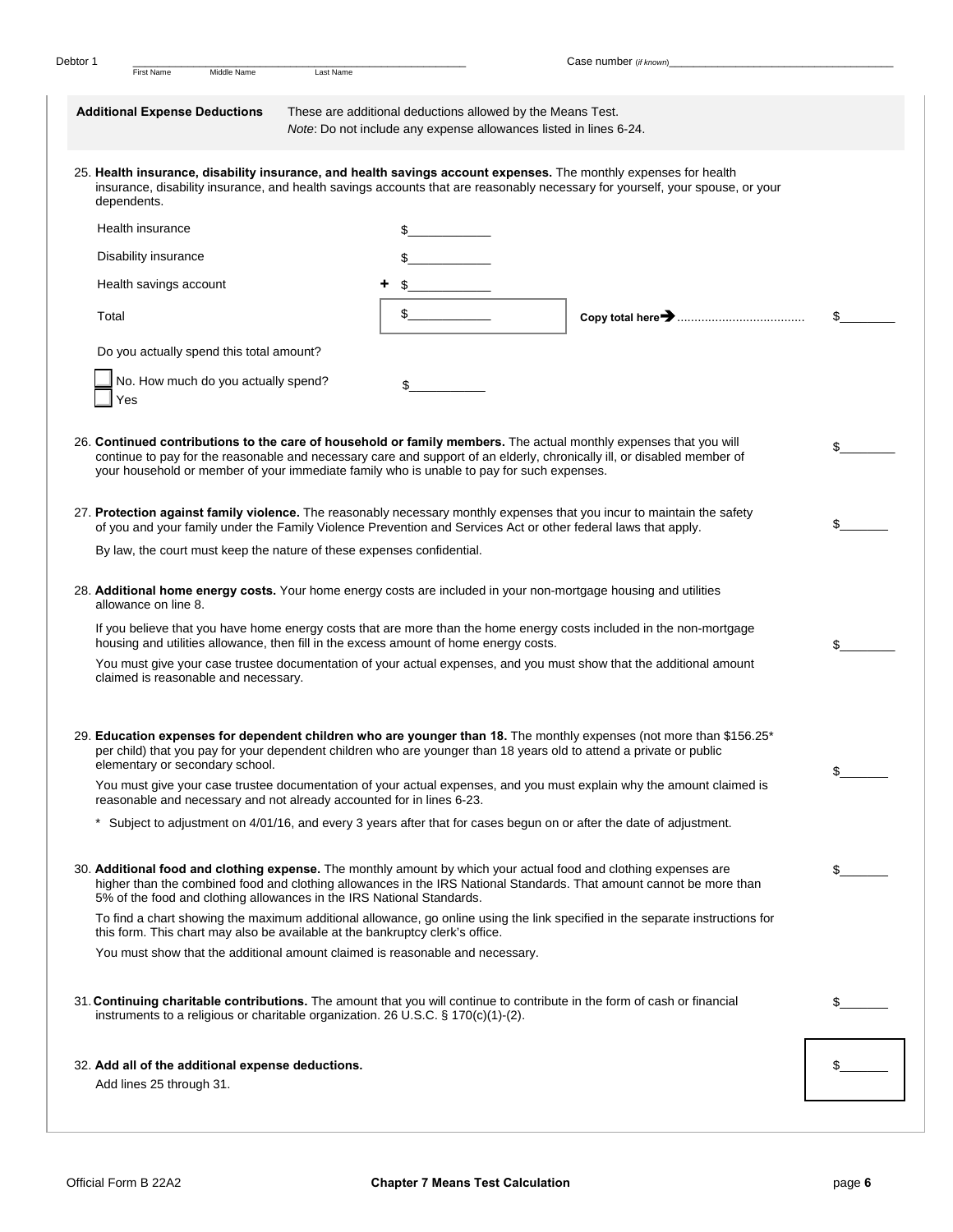Debtor 1 _______________________________ First Name Middle Name Last Name Case number (if known)_______________________

**Additional Expense Deductions** These are additional deductions allowed by the Means Test.
*Note*: Do not include any expense allowances listed in lines 6-24.

25. **Health insurance, disability insurance, and health savings account expenses.** The monthly expenses for health insurance, disability insurance, and health savings accounts that are reasonably necessary for yourself, your spouse, or your dependents.

| | | |
|---|---|---|
| Health insurance | $____________ | |
| Disability insurance | $____________ | |
| Health savings account | + $____________ | |
| Total | $____________ | **Copy total here** ➔ .................... $________ |

Do you actually spend this total amount?

☐ No. How much do you actually spend? $___________
☐ Yes

26. **Continued contributions to the care of household or family members.** The actual monthly expenses that you will continue to pay for the reasonable and necessary care and support of an elderly, chronically ill, or disabled member of your household or member of your immediate family who is unable to pay for such expenses. $________

27. **Protection against family violence.** The reasonably necessary monthly expenses that you incur to maintain the safety of you and your family under the Family Violence Prevention and Services Act or other federal laws that apply. $_______

By law, the court must keep the nature of these expenses confidential.

28. **Additional home energy costs.** Your home energy costs are included in your non-mortgage housing and utilities allowance on line 8.

If you believe that you have home energy costs that are more than the home energy costs included in the non-mortgage housing and utilities allowance, then fill in the excess amount of home energy costs. $________

You must give your case trustee documentation of your actual expenses, and you must show that the additional amount claimed is reasonable and necessary.

29. **Education expenses for dependent children who are younger than 18.** The monthly expenses (not more than $156.25* per child) that you pay for your dependent children who are younger than 18 years old to attend a private or public elementary or secondary school. $_______

You must give your case trustee documentation of your actual expenses, and you must explain why the amount claimed is reasonable and necessary and not already accounted for in lines 6-23.

\* Subject to adjustment on 4/01/16, and every 3 years after that for cases begun on or after the date of adjustment.

30. **Additional food and clothing expense.** The monthly amount by which your actual food and clothing expenses are higher than the combined food and clothing allowances in the IRS National Standards. That amount cannot be more than 5% of the food and clothing allowances in the IRS National Standards. $_______

To find a chart showing the maximum additional allowance, go online using the link specified in the separate instructions for this form. This chart may also be available at the bankruptcy clerk's office.

You must show that the additional amount claimed is reasonable and necessary.

31. **Continuing charitable contributions.** The amount that you will continue to contribute in the form of cash or financial instruments to a religious or charitable organization. 26 U.S.C. § 170(c)(1)-(2). $_______

32. **Add all of the additional expense deductions.**
Add lines 25 through 31. $_______

Official Form B 22A2 **Chapter 7 Means Test Calculation**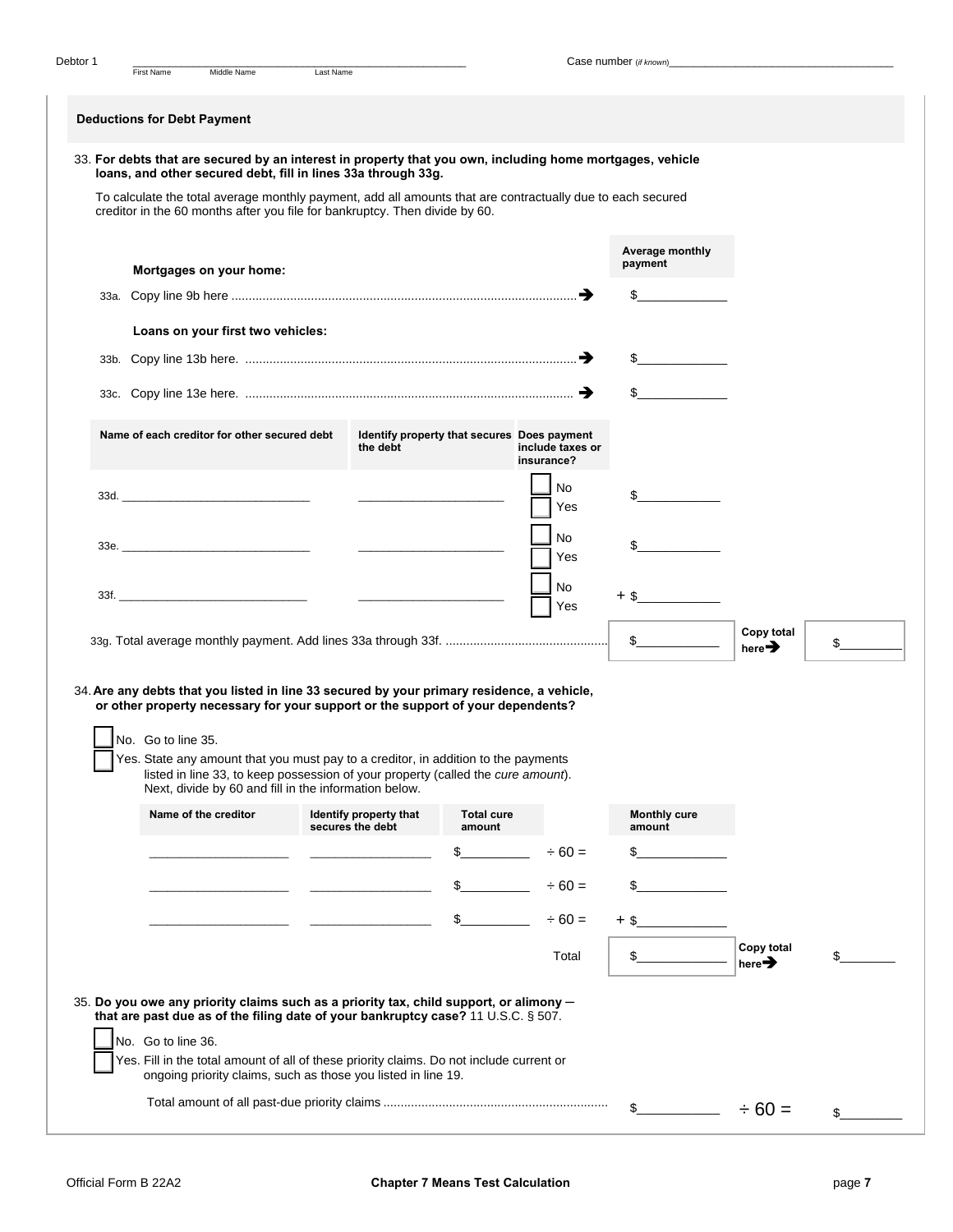Debtor 1 _______________________________________________ First Name Middle Name Last Name

Case number (if known) ___________________________________

## Deductions for Debt Payment

33. **For debts that are secured by an interest in property that you own, including home mortgages, vehicle loans, and other secured debt, fill in lines 33a through 33g.**

To calculate the total average monthly payment, add all amounts that are contractually due to each secured creditor in the 60 months after you file for bankruptcy. Then divide by 60.

**Mortgages on your home:**

| | Average monthly payment |
|---|---|
| 33a. Copy line 9b here ➔ | $_________ |

**Loans on your first two vehicles:**

| | |
|---|---|
| 33b. Copy line 13b here. ➔ | $_________ |
| 33c. Copy line 13e here. ➔ | $_________ |

| Name of each creditor for other secured debt | Identify property that secures the debt | Does payment include taxes or insurance? | |
|---|---|---|---|
| 33d. _______________ | _______________ | ☐ No ☐ Yes | $_________ |
| 33e. _______________ | _______________ | ☐ No ☐ Yes | $_________ |
| 33f. _______________ | _______________ | ☐ No ☐ Yes | + $_________ |

33g. Total average monthly payment. Add lines 33a through 33f. $_________ **Copy total here➔** $_________

34. **Are any debts that you listed in line 33 secured by your primary residence, a vehicle, or other property necessary for your support or the support of your dependents?**

☐ No. Go to line 35.

☐ Yes. State any amount that you must pay to a creditor, in addition to the payments listed in line 33, to keep possession of your property (called the *cure amount*). Next, divide by 60 and fill in the information below.

| Name of the creditor | Identify property that secures the debt | Total cure amount | | Monthly cure amount |
|---|---|---|---|---|
| _______________ | _______________ | $_________ | ÷ 60 = | $_________ |
| _______________ | _______________ | $_________ | ÷ 60 = | $_________ |
| _______________ | _______________ | $_________ | ÷ 60 = | + $_________ |
| | | | Total | $_________ |

**Copy total here➔** $_________

35. **Do you owe any priority claims such as a priority tax, child support, or alimony ─ that are past due as of the filing date of your bankruptcy case?** 11 U.S.C. § 507.

☐ No. Go to line 36.

☐ Yes. Fill in the total amount of all of these priority claims. Do not include current or ongoing priority claims, such as those you listed in line 19.

Total amount of all past-due priority claims $_________ ÷ 60 = $_________

Official Form B 22A2 **Chapter 7 Means Test Calculation**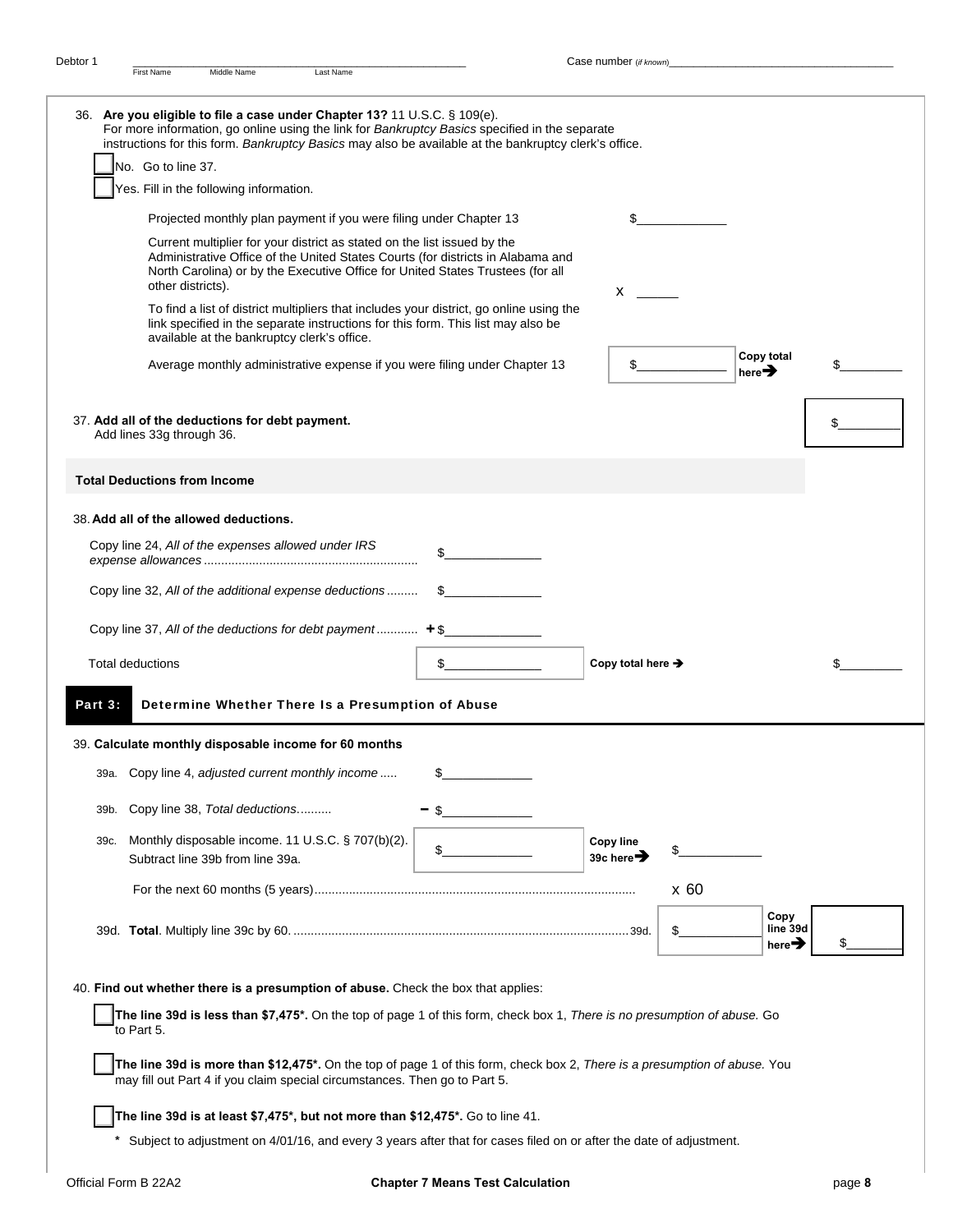Debtor 1 _______________ First Name Middle Name Last Name     Case number *(if known)* _______________

36. **Are you eligible to file a case under Chapter 13?** 11 U.S.C. § 109(e).
For more information, go online using the link for *Bankruptcy Basics* specified in the separate instructions for this form. *Bankruptcy Basics* may also be available at the bankruptcy clerk's office.

☐ No. Go to line 37.

☐ Yes. Fill in the following information.

Projected monthly plan payment if you were filing under Chapter 13 $______

Current multiplier for your district as stated on the list issued by the Administrative Office of the United States Courts (for districts in Alabama and North Carolina) or by the Executive Office for United States Trustees (for all other districts). x ______

To find a list of district multipliers that includes your district, go online using the link specified in the separate instructions for this form. This list may also be available at the bankruptcy clerk's office.

Average monthly administrative expense if you were filing under Chapter 13 $______ **Copy total here➔** $______

37. **Add all of the deductions for debt payment.**
Add lines 33g through 36. $______

### Total Deductions from Income

38. **Add all of the allowed deductions.**

| | |
|---|---|
| Copy line 24, *All of the expenses allowed under IRS expense allowances* | $______ |
| Copy line 32, *All of the additional expense deductions* | $______ |
| Copy line 37, *All of the deductions for debt payment* | + $______ |
| Total deductions | $______ |

**Copy total here ➔** $______

## Part 3: Determine Whether There Is a Presumption of Abuse

39. **Calculate monthly disposable income for 60 months**

39a. Copy line 4, *adjusted current monthly income* ..... $______

39b. Copy line 38, *Total deductions*.......... − $______

39c. Monthly disposable income. 11 U.S.C. § 707(b)(2). Subtract line 39b from line 39a. $______ **Copy line 39c here➔** $______

For the next 60 months (5 years)........ x 60

39d. **Total**. Multiply line 39c by 60. ........ 39d. $______ **Copy line 39d here➔** $______

40. **Find out whether there is a presumption of abuse.** Check the box that applies:

☐ **The line 39d is less than $7,475*.** On the top of page 1 of this form, check box 1, *There is no presumption of abuse.* Go to Part 5.

☐ **The line 39d is more than $12,475*.** On the top of page 1 of this form, check box 2, *There is a presumption of abuse.* You may fill out Part 4 if you claim special circumstances. Then go to Part 5.

☐ **The line 39d is at least $7,475*, but not more than $12,475*.** Go to line 41.

\* Subject to adjustment on 4/01/16, and every 3 years after that for cases filed on or after the date of adjustment.

Official Form B 22A2 **Chapter 7 Means Test Calculation**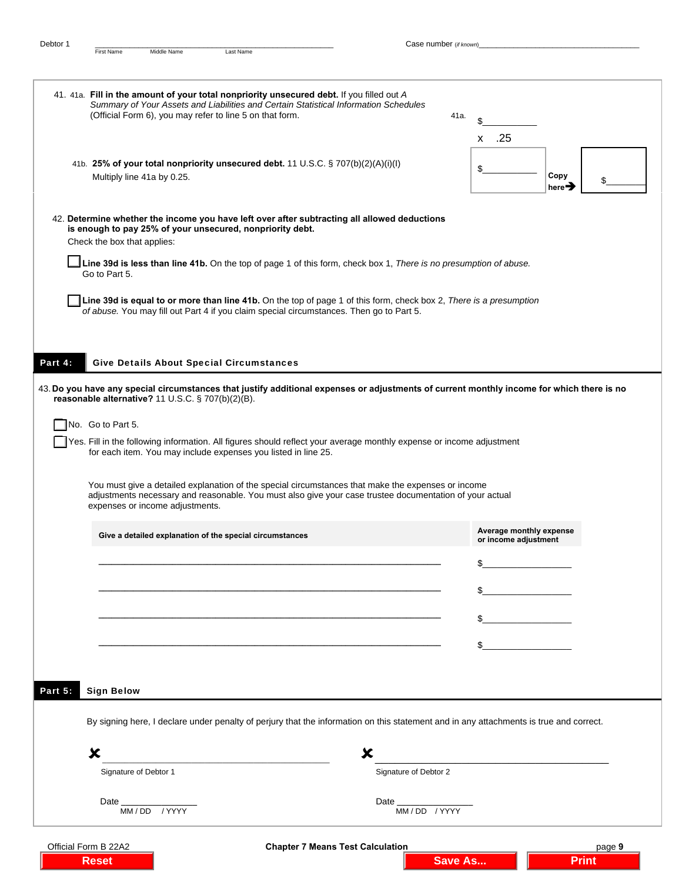Debtor 1 ______________________________________________ Case number (if known) ______________________________
First Name Middle Name Last Name

41. 41a. **Fill in the amount of your total nonpriority unsecured debt.** If you filled out *A Summary of Your Assets and Liabilities and Certain Statistical Information Schedules* (Official Form 6), you may refer to line 5 on that form. 41a. $__________

x .25

41b. **25% of your total nonpriority unsecured debt.** 11 U.S.C. § 707(b)(2)(A)(i)(I)
Multiply line 41a by 0.25. $__________ **Copy here➔** $__________

42. **Determine whether the income you have left over after subtracting all allowed deductions is enough to pay 25% of your unsecured, nonpriority debt.**
Check the box that applies:

☐ **Line 39d is less than line 41b.** On the top of page 1 of this form, check box 1, *There is no presumption of abuse.* Go to Part 5.

☐ **Line 39d is equal to or more than line 41b.** On the top of page 1 of this form, check box 2, *There is a presumption of abuse.* You may fill out Part 4 if you claim special circumstances. Then go to Part 5.

## Part 4: Give Details About Special Circumstances

43. **Do you have any special circumstances that justify additional expenses or adjustments of current monthly income for which there is no reasonable alternative?** 11 U.S.C. § 707(b)(2)(B).

☐ No. Go to Part 5.

☐ Yes. Fill in the following information. All figures should reflect your average monthly expense or income adjustment for each item. You may include expenses you listed in line 25.

You must give a detailed explanation of the special circumstances that make the expenses or income adjustments necessary and reasonable. You must also give your case trustee documentation of your actual expenses or income adjustments.

| Give a detailed explanation of the special circumstances | Average monthly expense or income adjustment |
|---|---|
| ______________________________ | $__________ |
| ______________________________ | $__________ |
| ______________________________ | $__________ |
| ______________________________ | $__________ |

## Part 5: Sign Below

By signing here, I declare under penalty of perjury that the information on this statement and in any attachments is true and correct.

✘ ______________________________ ✘ ______________________________
Signature of Debtor 1 Signature of Debtor 2

Date ____________ Date ____________
MM / DD / YYYY MM / DD / YYYY

Official Form B 22A2 **Chapter 7 Means Test Calculation**